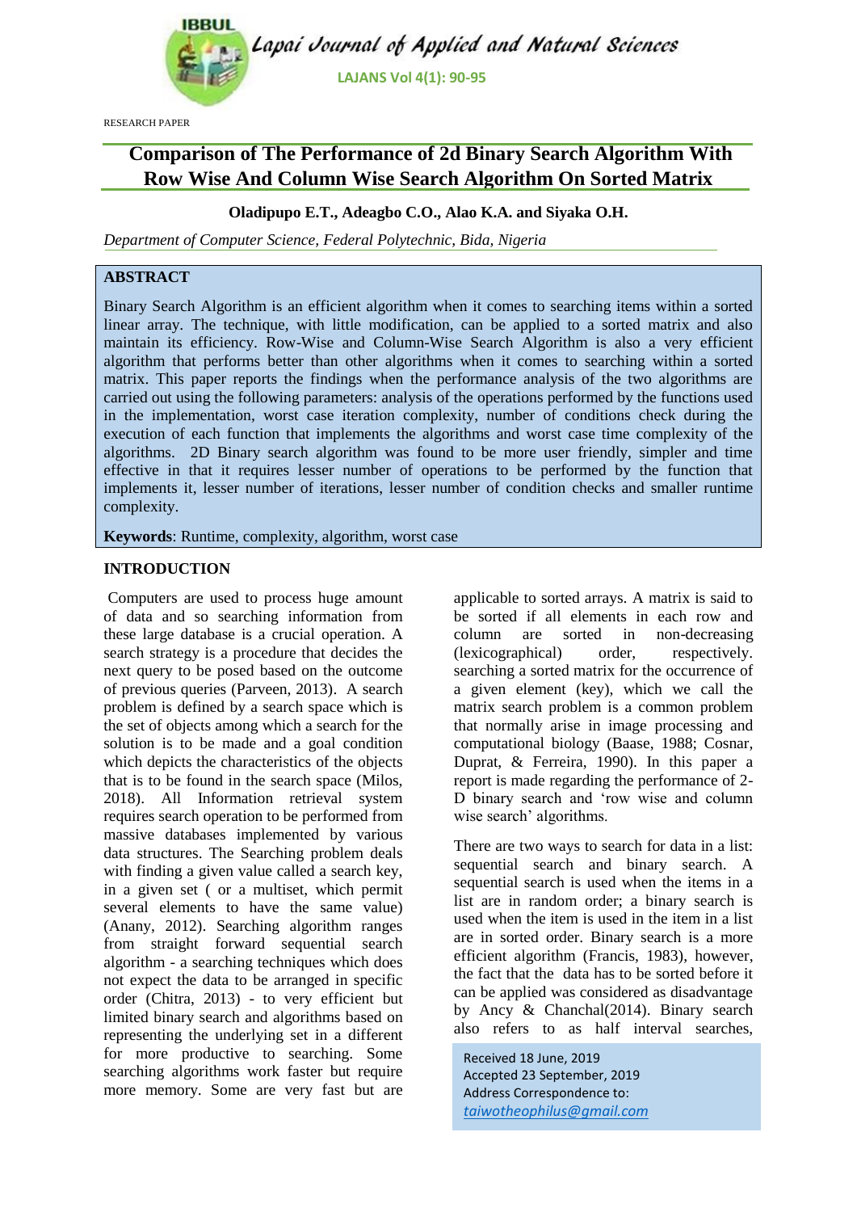RESEARCH PAPER

# Comparison of The Performance of 2d Binary Search Algorithm With Row Wise And Column Wise Search Algorithm On Sorted Matrix

**Oladipupo E.T., Adeagbo C.O., Alao K.A. and Siyaka O.H.**

*Department of Computer Science, Federal Polytechnic, Bida, Nigeria*

## ABSTRACT

Binary Search Algorithm is an efficient algorithm when it comes to searching items within a sorted linear array. The technique, with little modification, can be applied to a sorted matrix and also maintain its efficiency. Row-Wise and Column-Wise Search Algorithm is also a very efficient algorithm that performs better than other algorithms when it comes to searching within a sorted matrix. This paper reports the findings when the performance analysis of the two algorithms are carried out using the following parameters: analysis of the operations performed by the functions used in the implementation, worst case iteration complexity, number of conditions check during the execution of each function that implements the algorithms and worst case time complexity of the algorithms. 2D Binary search algorithm was found to be more user friendly, simpler and time effective in that it requires lesser number of operations to be performed by the function that implements it, lesser number of iterations, lesser number of condition checks and smaller runtime complexity.

**Keywords**: Runtime, complexity, algorithm, worst case

## INTRODUCTION

Computers are used to process huge amount of data and so searching information from these large database is a crucial operation. A search strategy is a procedure that decides the next query to be posed based on the outcome of previous queries (Parveen, 2013). A search problem is defined by a search space which is the set of objects among which a search for the solution is to be made and a goal condition which depicts the characteristics of the objects that is to be found in the search space (Milos, 2018). All Information retrieval system requires search operation to be performed from massive databases implemented by various data structures. The Searching problem deals with finding a given value called a search key, in a given set ( or a multiset, which permit several elements to have the same value) (Anany, 2012). Searching algorithm ranges from straight forward sequential search algorithm - a searching techniques which does not expect the data to be arranged in specific order (Chitra, 2013) - to very efficient but limited binary search and algorithms based on representing the underlying set in a different for more productive to searching. Some searching algorithms work faster but require more memory. Some are very fast but are applicable to sorted arrays. A matrix is said to be sorted if all elements in each row and column are sorted in non-decreasing (lexicographical) order, respectively. searching a sorted matrix for the occurrence of a given element (key), which we call the matrix search problem is a common problem that normally arise in image processing and computational biology (Baase, 1988; Cosnar, Duprat, & Ferreira, 1990). In this paper a report is made regarding the performance of 2-D binary search and 'row wise and column wise search' algorithms.

There are two ways to search for data in a list: sequential search and binary search. A sequential search is used when the items in a list are in random order; a binary search is used when the item is used in the item in a list are in sorted order. Binary search is a more efficient algorithm (Francis, 1983), however, the fact that the data has to be sorted before it can be applied was considered as disadvantage by Ancy & Chanchal(2014). Binary search also refers to as half interval searches,

Received 18 June, 2019
Accepted 23 September, 2019
Address Correspondence to:
taiwotheophilus@gmail.com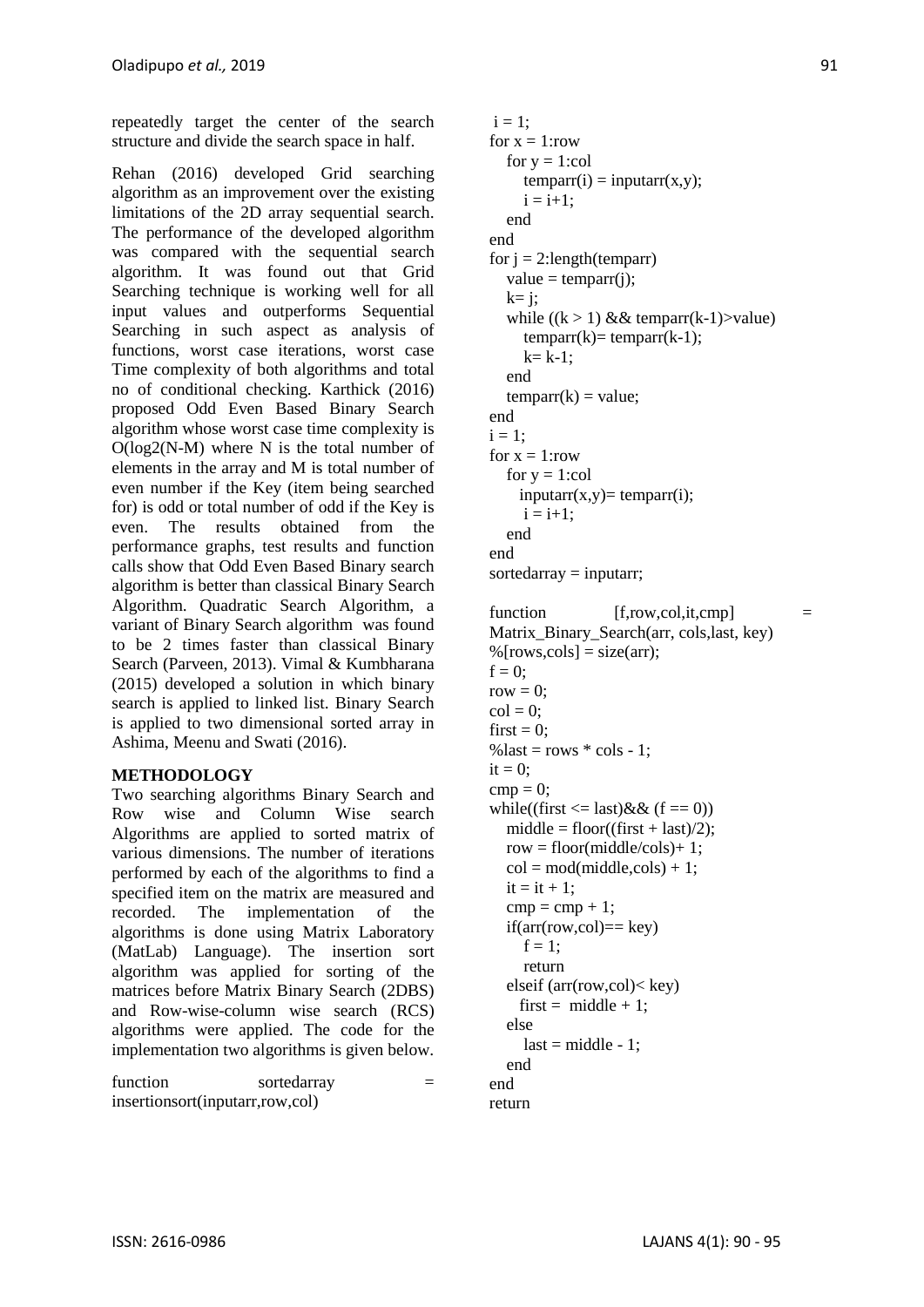repeatedly target the center of the search structure and divide the search space in half.

Rehan (2016) developed Grid searching algorithm as an improvement over the existing limitations of the 2D array sequential search. The performance of the developed algorithm was compared with the sequential search algorithm. It was found out that Grid Searching technique is working well for all input values and outperforms Sequential Searching in such aspect as analysis of functions, worst case iterations, worst case Time complexity of both algorithms and total no of conditional checking. Karthick (2016) proposed Odd Even Based Binary Search algorithm whose worst case time complexity is O(log2(N-M) where N is the total number of elements in the array and M is the total number of even number if the Key (item being searched for) is odd or total number of odd if the Key is even. The results obtained from the performance graphs, test results and function calls show that Odd Even Based Binary search algorithm is better than classical Binary Search Algorithm. Quadratic Search Algorithm, a variant of Binary Search algorithm was found to be 2 times faster than classical Binary Search (Parveen, 2013). Vimal & Kumbharana (2015) developed a solution in which binary search is applied to linked list. Binary Search is applied to two dimensional sorted array in Ashima, Meenu and Swati (2016).

## METHODOLOGY

Two searching algorithms Binary Search and Row wise and Column Wise search Algorithms are applied to sorted matrix of various dimensions. The number of iterations performed by each of the algorithms to find a specified item on the matrix are measured and recorded. The implementation of the algorithms is done using Matrix Laboratory (MatLab) Language). The insertion sort algorithm was applied for sorting of the matrices before Matrix Binary Search (2DBS) and Row-wise-column wise search (RCS) algorithms were applied. The code for the implementation two algorithms is given below.

```
function sortedarray = insertionsort(inputarr,row,col)
 i = 1;
for x = 1:row
   for y = 1:col
      temparr(i) = inputarr(x,y);
      i = i+1;
   end
end
for j = 2:length(temparr)
   value = temparr(j);
   k= j;
   while ((k > 1) && temparr(k-1)>value)
      temparr(k)= temparr(k-1);
      k= k-1;
   end
   temparr(k) = value;
end
i = 1;
for x = 1:row
   for y = 1:col
     inputarr(x,y)= temparr(i);
      i = i+1;
   end
end
sortedarray = inputarr;

function [f,row,col,it,cmp] = Matrix_Binary_Search(arr, cols,last, key)
%[rows,cols] = size(arr);
f = 0;
row = 0;
col = 0;
first = 0;
%last = rows * cols - 1;
it = 0;
cmp = 0;
while((first <= last)&& (f == 0))
   middle = floor((first + last)/2);
   row = floor(middle/cols)+ 1;
   col = mod(middle,cols) + 1;
   it = it + 1;
   cmp = cmp + 1;
   if(arr(row,col)== key)
      f = 1;
      return
   elseif (arr(row,col)< key)
     first =  middle + 1;
   else
      last = middle - 1;
   end
end
return
```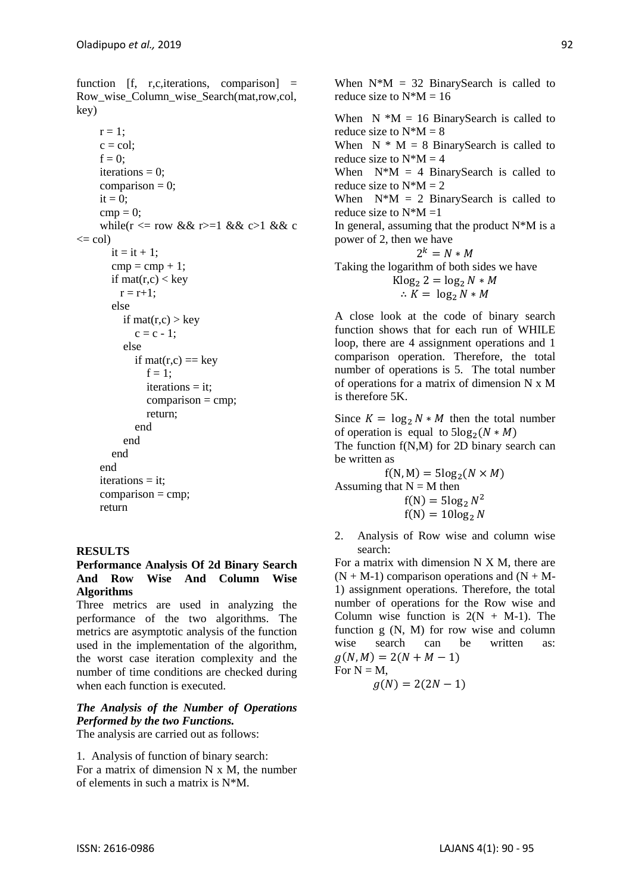```
function [f, r,c,iterations, comparison] = Row_wise_Column_wise_Search(mat,row,col, key)

    r = 1;
    c = col;
    f = 0;
    iterations = 0;
    comparison = 0;
    it = 0;
    cmp = 0;
    while(r <= row && r>=1 && c>1 && c <= col)
        it = it + 1;
        cmp = cmp + 1;
        if mat(r,c) < key
            r = r+1;
        else
            if mat(r,c) > key
                c = c - 1;
            else
                if mat(r,c) == key
                    f = 1;
                    iterations = it;
                    comparison = cmp;
                    return;
                end
            end
        end
    end
    iterations = it;
    comparison = cmp;
    return
```

## RESULTS

### Performance Analysis Of 2d Binary Search And Row Wise And Column Wise Algorithms

Three metrics are used in analyzing the performance of the two algorithms. The metrics are asymptotic analysis of the function used in the implementation of the algorithm, the worst case iteration complexity and the number of time conditions are checked during when each function is executed.

#### *The Analysis of the Number of Operations Performed by the two Functions.*

The analysis are carried out as follows:

1. Analysis of function of binary search:

For a matrix of dimension N x M, the number of elements in such a matrix is N*M.

When N*M = 32 BinarySearch is called to reduce size to N*M = 16

When N *M = 16 BinarySearch is called to reduce size to N*M = 8

When N * M = 8 BinarySearch is called to reduce size to N*M = 4

When N*M = 4 BinarySearch is called to reduce size to N*M = 2

When N*M = 2 BinarySearch is called to reduce size to N*M =1

In general, assuming that the product N*M is a power of 2, then we have

$$2^k = N * M$$

Taking the logarithm of both sides we have

$$\text{K}\log_2 2 = \log_2 N * M$$

$$\therefore K = \log_2 N * M$$

A close look at the code of binary search function shows that for each run of WHILE loop, there are 4 assignment operations and 1 comparison operation. Therefore, the total number of operations is 5. The total number of operations for a matrix of dimension N x M is therefore 5K.

Since $K = \log_2 N * M$ then the total number of operation is equal to $5\log_2(N * M)$

The function f(N,M) for 2D binary search can be written as

$$\text{f(N, M)} = 5\log_2(N \times M)$$

Assuming that N = M then

$$\text{f(N)} = 5\log_2 N^2$$

$$\text{f(N)} = 10\log_2 N$$

2. Analysis of Row wise and column wise search:

For a matrix with dimension N X M, there are (N + M-1) comparison operations and (N + M-1) assignment operations. Therefore, the total number of operations for the Row wise and Column wise function is 2(N + M-1). The function g (N, M) for row wise and column wise search can be written as: $g(N, M) = 2(N + M - 1)$

For N = M,

$$g(N) = 2(2N - 1)$$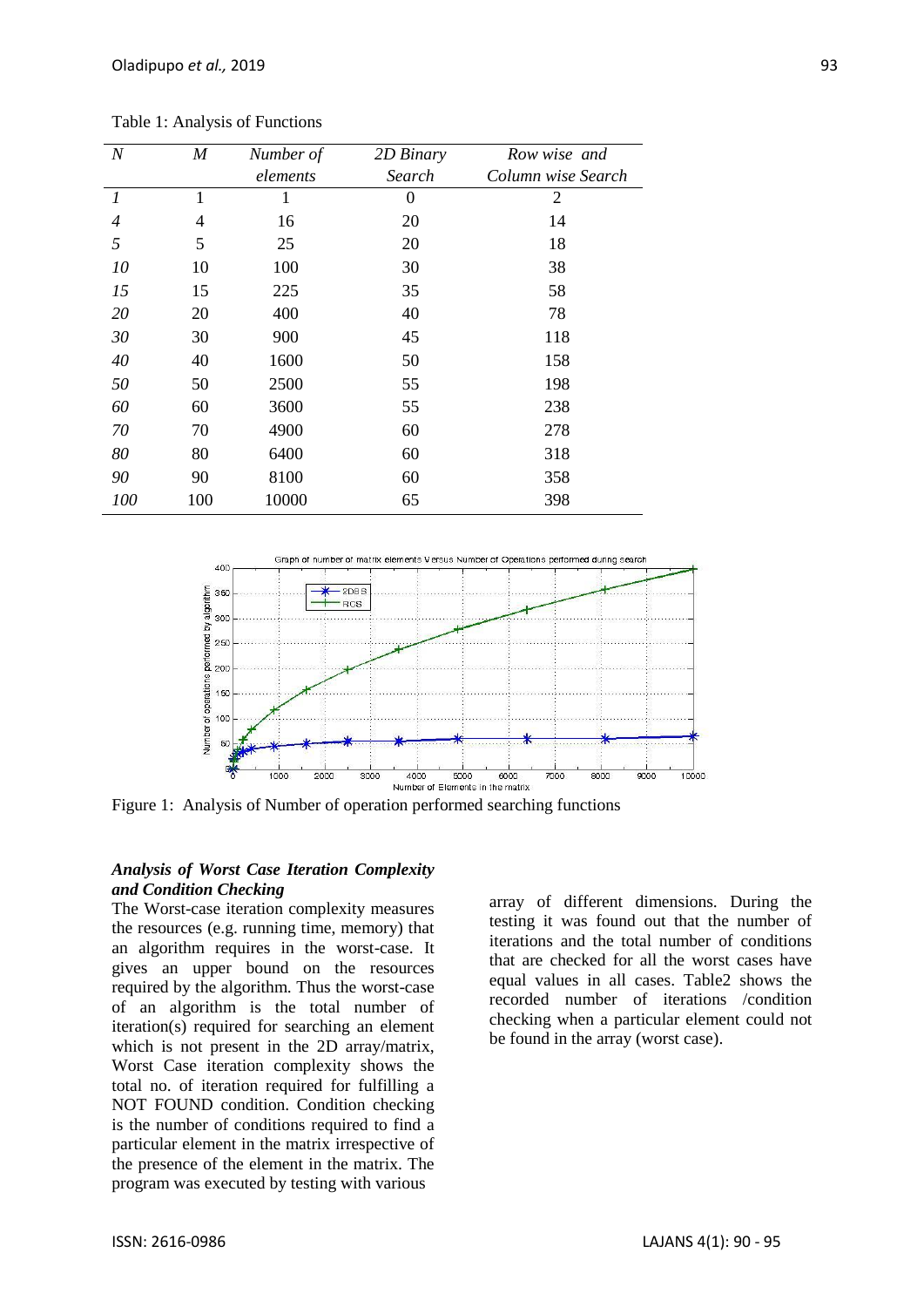Table 1: Analysis of Functions

| *N* | *M* | *Number of elements* | *2D Binary Search* | *Row wise and Column wise Search* |
|---|---|---|---|---|
| *1* | 1 | 1 | 0 | 2 |
| *4* | 4 | 16 | 20 | 14 |
| *5* | 5 | 25 | 20 | 18 |
| *10* | 10 | 100 | 30 | 38 |
| *15* | 15 | 225 | 35 | 58 |
| *20* | 20 | 400 | 40 | 78 |
| *30* | 30 | 900 | 45 | 118 |
| *40* | 40 | 1600 | 50 | 158 |
| *50* | 50 | 2500 | 55 | 198 |
| *60* | 60 | 3600 | 55 | 238 |
| *70* | 70 | 4900 | 60 | 278 |
| *80* | 80 | 6400 | 60 | 318 |
| *90* | 90 | 8100 | 60 | 358 |
| *100* | 100 | 10000 | 65 | 398 |

Figure 1: Analysis of Number of operation performed searching functions

***Analysis of Worst Case Iteration Complexity and Condition Checking***

The Worst-case iteration complexity measures the resources (e.g. running time, memory) that an algorithm requires in the worst-case. It gives an upper bound on the resources required by the algorithm. Thus the worst-case of an algorithm is the total number of iteration(s) required for searching an element which is not present in the 2D array/matrix, Worst Case iteration complexity shows the total no. of iteration required for fulfilling a NOT FOUND condition. Condition checking is the number of conditions required to find a particular element in the matrix irrespective of the presence of the element in the matrix. The program was executed by testing with various array of different dimensions. During the testing it was found out that the number of iterations and the total number of conditions that are checked for all the worst cases have equal values in all cases. Table2 shows the recorded number of iterations /condition checking when a particular element could not be found in the array (worst case).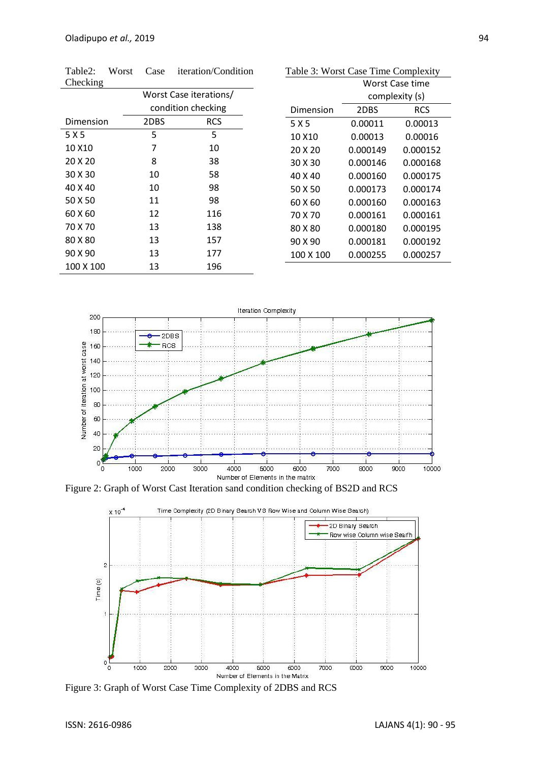Table2: Worst Case iteration/Condition Checking

| Dimension | Worst Case iterations/ condition checking | |
|---|---|---|
| | 2DBS | RCS |
| 5 X 5 | 5 | 5 |
| 10 X10 | 7 | 10 |
| 20 X 20 | 8 | 38 |
| 30 X 30 | 10 | 58 |
| 40 X 40 | 10 | 98 |
| 50 X 50 | 11 | 98 |
| 60 X 60 | 12 | 116 |
| 70 X 70 | 13 | 138 |
| 80 X 80 | 13 | 157 |
| 90 X 90 | 13 | 177 |
| 100 X 100 | 13 | 196 |

Table 3: Worst Case Time Complexity

| Dimension | Worst Case time complexity (s) | |
|---|---|---|
| | 2DBS | RCS |
| 5 X 5 | 0.00011 | 0.00013 |
| 10 X10 | 0.00013 | 0.00016 |
| 20 X 20 | 0.000149 | 0.000152 |
| 30 X 30 | 0.000146 | 0.000168 |
| 40 X 40 | 0.000160 | 0.000175 |
| 50 X 50 | 0.000173 | 0.000174 |
| 60 X 60 | 0.000160 | 0.000163 |
| 70 X 70 | 0.000161 | 0.000161 |
| 80 X 80 | 0.000180 | 0.000195 |
| 90 X 90 | 0.000181 | 0.000192 |
| 100 X 100 | 0.000255 | 0.000257 |

Figure 2: Graph of Worst Cast Iteration sand condition checking of BS2D and RCS

Figure 3: Graph of Worst Case Time Complexity of 2DBS and RCS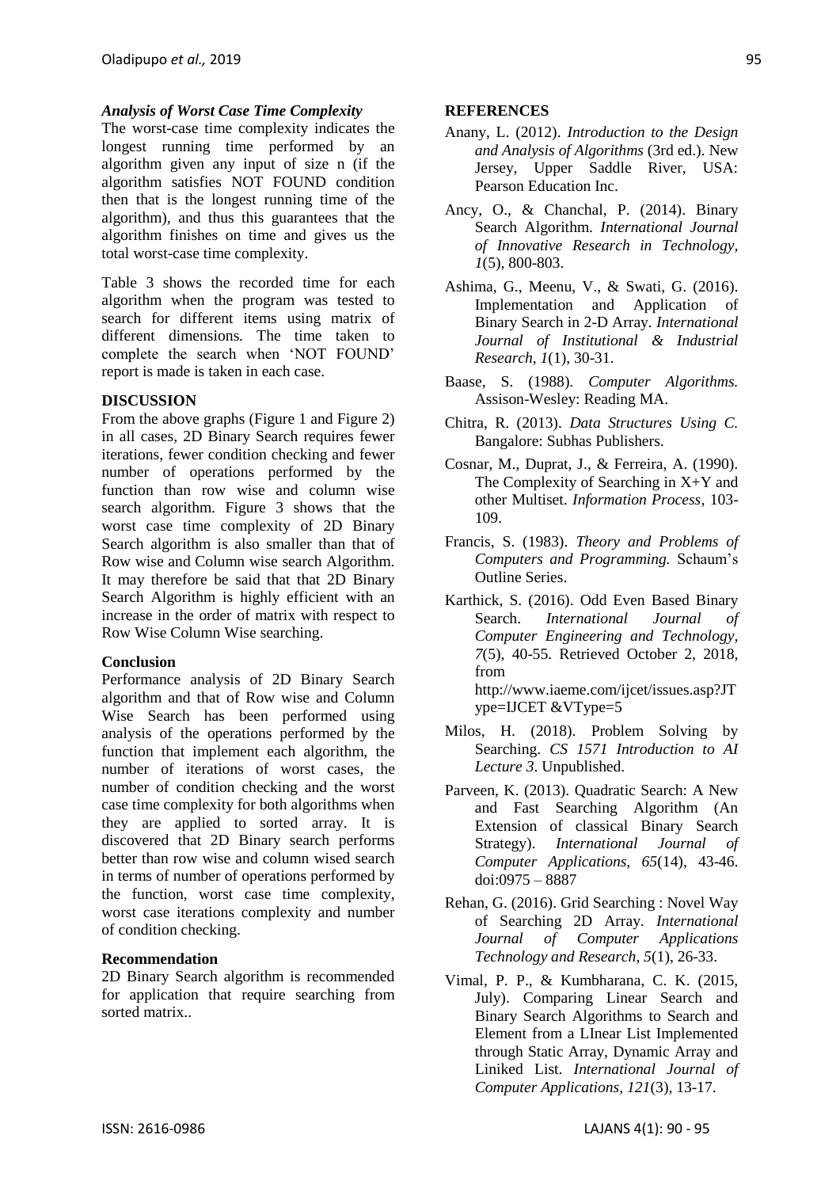### *Analysis of Worst Case Time Complexity*

The worst-case time complexity indicates the longest running time performed by an algorithm given any input of size n (if the algorithm satisfies NOT FOUND condition then that is the longest running time of the algorithm), and thus this guarantees that the algorithm finishes on time and gives us the total worst-case time complexity.

Table 3 shows the recorded time for each algorithm when the program was tested to search for different items using matrix of different dimensions. The time taken to complete the search when 'NOT FOUND' report is made is taken in each case.

## DISCUSSION

From the above graphs (Figure 1 and Figure 2) in all cases, 2D Binary Search requires fewer iterations, fewer condition checking and fewer number of operations performed by the function than row wise and column wise search algorithm. Figure 3 shows that the worst case time complexity of 2D Binary Search algorithm is also smaller than that of Row wise and Column wise search Algorithm. It may therefore be said that that 2D Binary Search Algorithm is highly efficient with an increase in the order of matrix with respect to Row Wise Column Wise searching.

### Conclusion

Performance analysis of 2D Binary Search algorithm and that of Row wise and Column Wise Search has been performed using analysis of the operations performed by the function that implement each algorithm, the number of iterations of worst cases, the number of condition checking and the worst case time complexity for both algorithms when they are applied to sorted array. It is discovered that 2D Binary search performs better than row wise and column wised search in terms of number of operations performed by the function, worst case time complexity, worst case iterations complexity and number of condition checking.

### Recommendation

2D Binary Search algorithm is recommended for application that require searching from sorted matrix..

## REFERENCES

Anany, L. (2012). *Introduction to the Design and Analysis of Algorithms* (3rd ed.). New Jersey, Upper Saddle River, USA: Pearson Education Inc.

Ancy, O., & Chanchal, P. (2014). Binary Search Algorithm. *International Journal of Innovative Research in Technology, 1*(5), 800-803.

Ashima, G., Meenu, V., & Swati, G. (2016). Implementation and Application of Binary Search in 2-D Array. *International Journal of Institutional & Industrial Research, 1*(1), 30-31.

Baase, S. (1988). *Computer Algorithms.* Assison-Wesley: Reading MA.

Chitra, R. (2013). *Data Structures Using C.* Bangalore: Subhas Publishers.

Cosnar, M., Duprat, J., & Ferreira, A. (1990). The Complexity of Searching in X+Y and other Multiset. *Information Process*, 103-109.

Francis, S. (1983). *Theory and Problems of Computers and Programming.* Schaum's Outline Series.

Karthick, S. (2016). Odd Even Based Binary Search. *International Journal of Computer Engineering and Technology, 7*(5), 40-55. Retrieved October 2, 2018, from http://www.iaeme.com/ijcet/issues.asp?JType=IJCET &VType=5

Milos, H. (2018). Problem Solving by Searching. *CS 1571 Introduction to AI Lecture 3*. Unpublished.

Parveen, K. (2013). Quadratic Search: A New and Fast Searching Algorithm (An Extension of classical Binary Search Strategy). *International Journal of Computer Applications, 65*(14), 43-46. doi:0975 – 8887

Rehan, G. (2016). Grid Searching : Novel Way of Searching 2D Array. *International Journal of Computer Applications Technology and Research, 5*(1), 26-33.

Vimal, P. P., & Kumbharana, C. K. (2015, July). Comparing Linear Search and Binary Search Algorithms to Search and Element from a LInear List Implemented through Static Array, Dynamic Array and Liniked List. *International Journal of Computer Applications, 121*(3), 13-17.